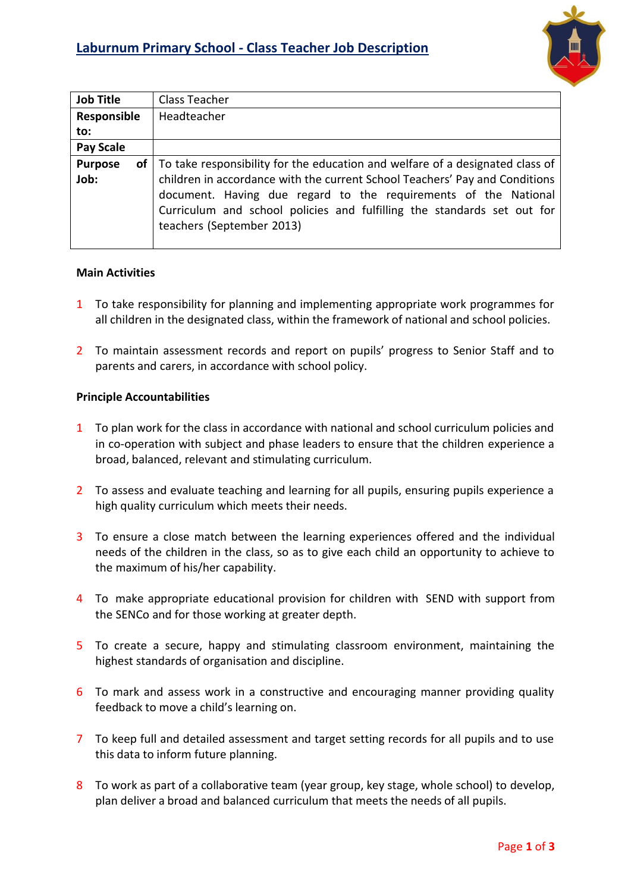# Laburnum Primary School - Class Teacher Job Description

| Job Title | Class Teacher |
|---|---|
| Responsible to: | Headteacher |
| Pay Scale | |
| Purpose of Job: | To take responsibility for the education and welfare of a designated class of children in accordance with the current School Teachers' Pay and Conditions document. Having due regard to the requirements of the National Curriculum and school policies and fulfilling the standards set out for teachers (September 2013) |

**Main Activities**

1. To take responsibility for planning and implementing appropriate work programmes for all children in the designated class, within the framework of national and school policies.

2. To maintain assessment records and report on pupils' progress to Senior Staff and to parents and carers, in accordance with school policy.

**Principle Accountabilities**

1. To plan work for the class in accordance with national and school curriculum policies and in co-operation with subject and phase leaders to ensure that the children experience a broad, balanced, relevant and stimulating curriculum.

2. To assess and evaluate teaching and learning for all pupils, ensuring pupils experience a high quality curriculum which meets their needs.

3. To ensure a close match between the learning experiences offered and the individual needs of the children in the class, so as to give each child an opportunity to achieve to the maximum of his/her capability.

4. To make appropriate educational provision for children with SEND with support from the SENCo and for those working at greater depth.

5. To create a secure, happy and stimulating classroom environment, maintaining the highest standards of organisation and discipline.

6. To mark and assess work in a constructive and encouraging manner providing quality feedback to move a child's learning on.

7. To keep full and detailed assessment and target setting records for all pupils and to use this data to inform future planning.

8. To work as part of a collaborative team (year group, key stage, whole school) to develop, plan deliver a broad and balanced curriculum that meets the needs of all pupils.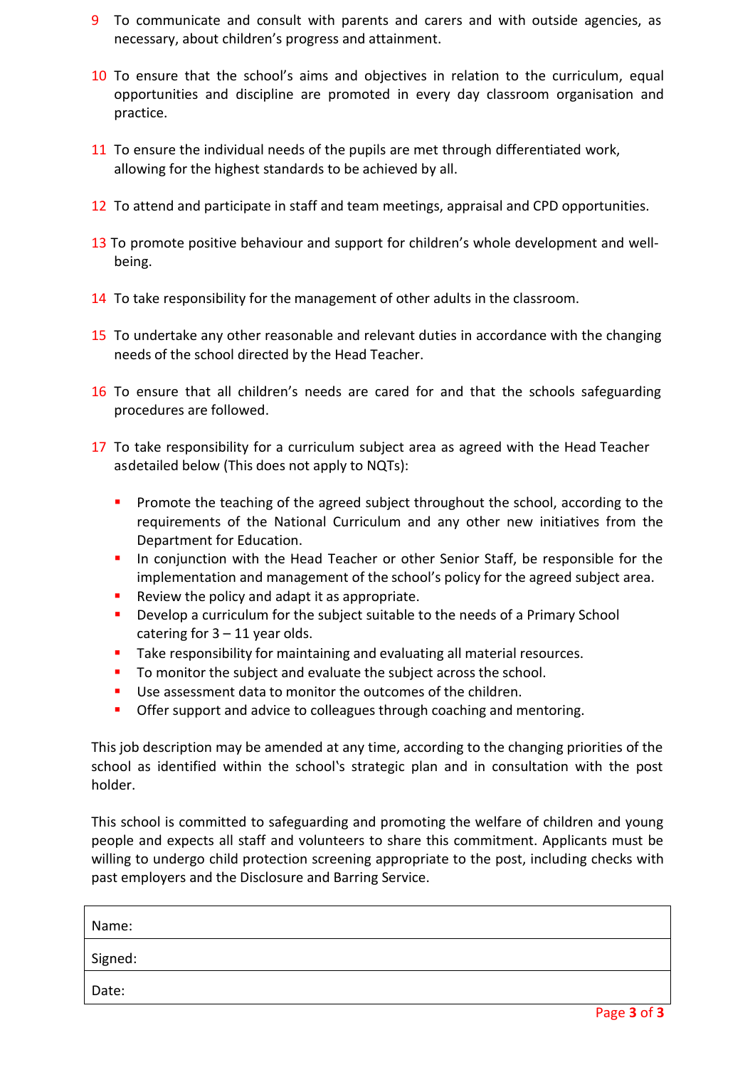9. To communicate and consult with parents and carers and with outside agencies, as necessary, about children's progress and attainment.

10. To ensure that the school's aims and objectives in relation to the curriculum, equal opportunities and discipline are promoted in every day classroom organisation and practice.

11. To ensure the individual needs of the pupils are met through differentiated work, allowing for the highest standards to be achieved by all.

12. To attend and participate in staff and team meetings, appraisal and CPD opportunities.

13. To promote positive behaviour and support for children's whole development and well-being.

14. To take responsibility for the management of other adults in the classroom.

15. To undertake any other reasonable and relevant duties in accordance with the changing needs of the school directed by the Head Teacher.

16. To ensure that all children's needs are cared for and that the schools safeguarding procedures are followed.

17. To take responsibility for a curriculum subject area as agreed with the Head Teacher asdetailed below (This does not apply to NQTs):

    - Promote the teaching of the agreed subject throughout the school, according to the requirements of the National Curriculum and any other new initiatives from the Department for Education.
    - In conjunction with the Head Teacher or other Senior Staff, be responsible for the implementation and management of the school's policy for the agreed subject area.
    - Review the policy and adapt it as appropriate.
    - Develop a curriculum for the subject suitable to the needs of a Primary School catering for 3 – 11 year olds.
    - Take responsibility for maintaining and evaluating all material resources.
    - To monitor the subject and evaluate the subject across the school.
    - Use assessment data to monitor the outcomes of the children.
    - Offer support and advice to colleagues through coaching and mentoring.

This job description may be amended at any time, according to the changing priorities of the school as identified within the school's strategic plan and in consultation with the post holder.

This school is committed to safeguarding and promoting the welfare of children and young people and expects all staff and volunteers to share this commitment. Applicants must be willing to undergo child protection screening appropriate to the post, including checks with past employers and the Disclosure and Barring Service.

| |
|---|
| Name: |
| Signed: |
| Date: |